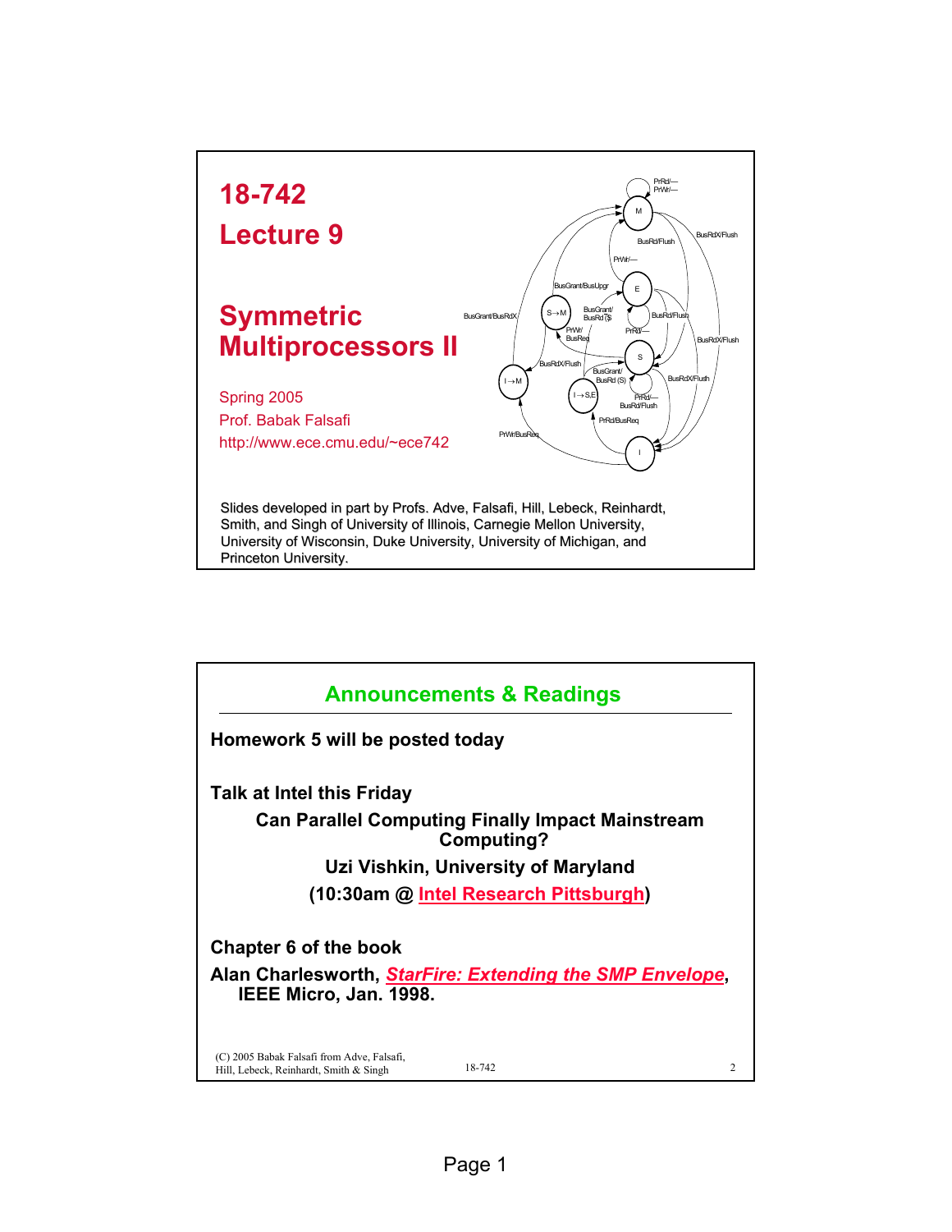# 18-742

# Lecture 9

## Symmetric Multiprocessors II

Spring 2005

Prof. Babak Falsafi

http://www.ece.cmu.edu/~ece742

Slides developed in part by Profs. Adve, Falsafi, Hill, Lebeck, Reinhardt, Smith, and Singh of University of Illinois, Carnegie Mellon University, University of Wisconsin, Duke University, University of Michigan, and Princeton University.

---

## Announcements & Readings

**Homework 5 will be posted today**

**Talk at Intel this Friday**

**Can Parallel Computing Finally Impact Mainstream Computing?**

**Uzi Vishkin, University of Maryland**

**(10:30am @ Intel Research Pittsburgh)**

**Chapter 6 of the book**

**Alan Charlesworth, *StarFire: Extending the SMP Envelope*, IEEE Micro, Jan. 1998.**

(C) 2005 Babak Falsafi from Adve, Falsafi, Hill, Lebeck, Reinhardt, Smith & Singh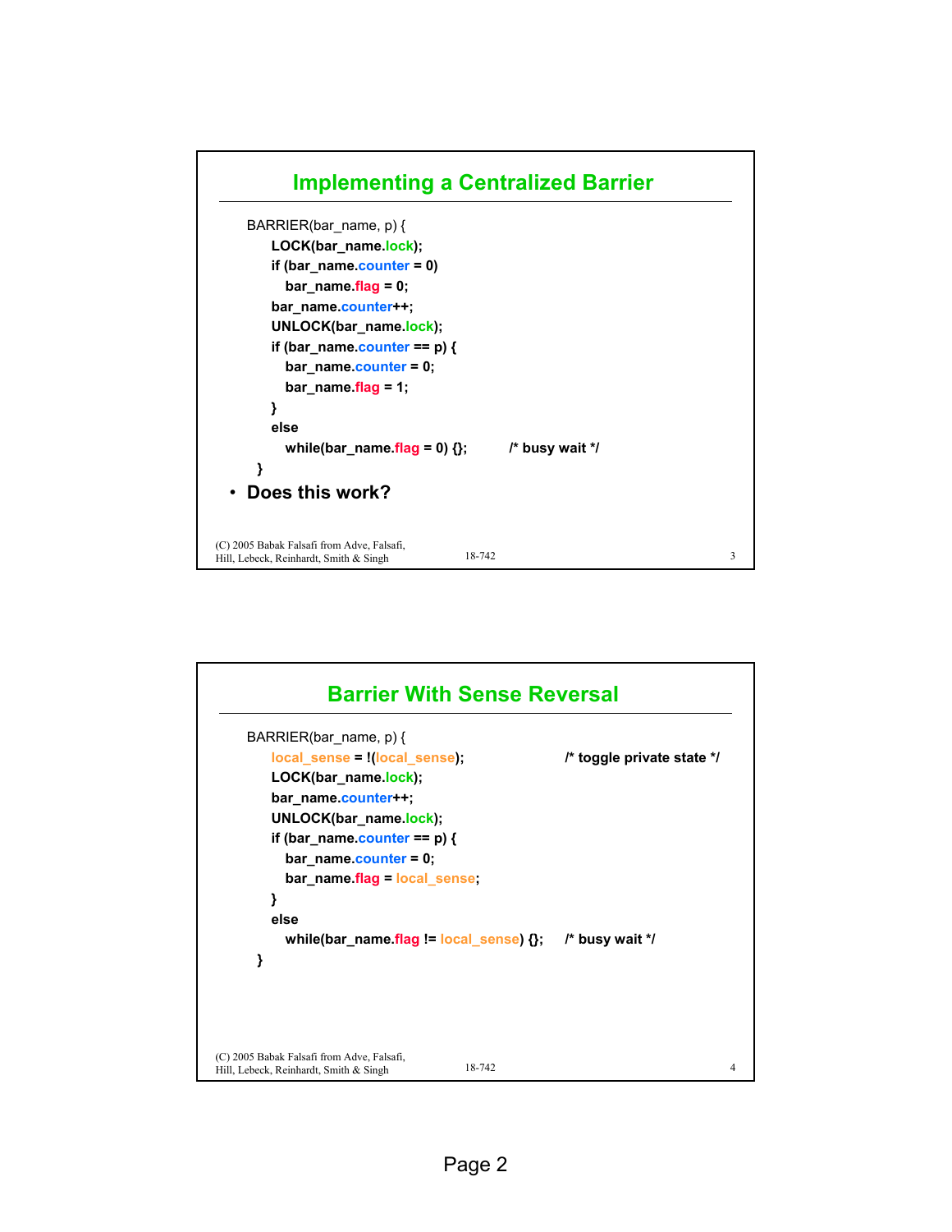## Implementing a Centralized Barrier

```
BARRIER(bar_name, p) {
    LOCK(bar_name.lock);
    if (bar_name.counter = 0)
      bar_name.flag = 0;
    bar_name.counter++;
    UNLOCK(bar_name.lock);
    if (bar_name.counter == p) {
      bar_name.counter = 0;
      bar_name.flag = 1;
    }
    else
      while(bar_name.flag = 0) {};        /* busy wait */
}
```

- **Does this work?**

(C) 2005 Babak Falsafi from Adve, Falsafi, Hill, Lebeck, Reinhardt, Smith & Singh

## Barrier With Sense Reversal

```
BARRIER(bar_name, p) {
    local_sense = !(local_sense);               /* toggle private state */
    LOCK(bar_name.lock);
    bar_name.counter++;
    UNLOCK(bar_name.lock);
    if (bar_name.counter == p) {
      bar_name.counter = 0;
      bar_name.flag = local_sense;
    }
    else
      while(bar_name.flag != local_sense) {};   /* busy wait */
}
```

(C) 2005 Babak Falsafi from Adve, Falsafi, Hill, Lebeck, Reinhardt, Smith & Singh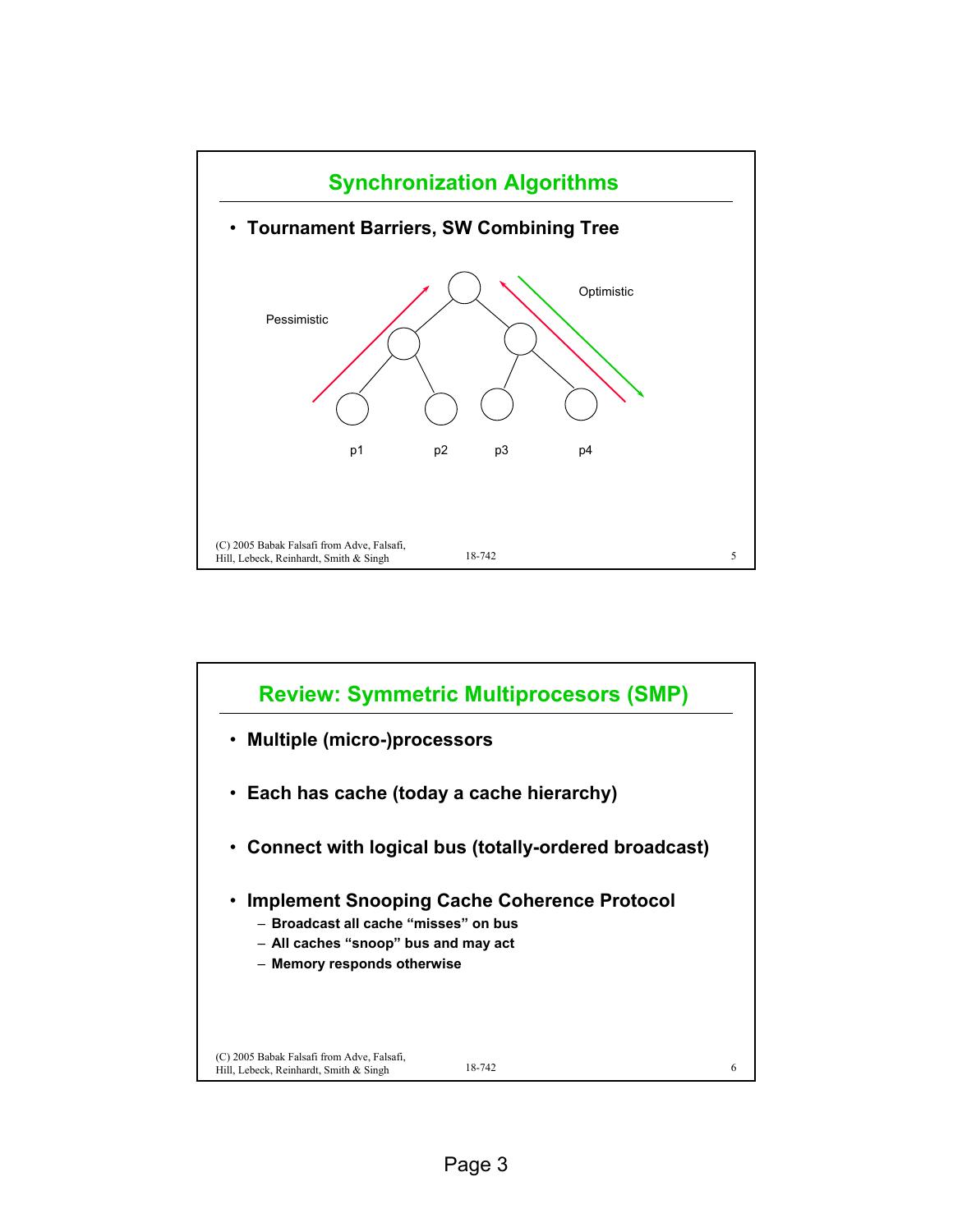## Synchronization Algorithms

- **Tournament Barriers, SW Combining Tree**

Pessimistic

Optimistic

p1 p2 p3 p4

## Review: Symmetric Multiprocesors (SMP)

- **Multiple (micro-)processors**
- **Each has cache (today a cache hierarchy)**
- **Connect with logical bus (totally-ordered broadcast)**
- **Implement Snooping Cache Coherence Protocol**
  - **Broadcast all cache "misses" on bus**
  - **All caches "snoop" bus and may act**
  - **Memory responds otherwise**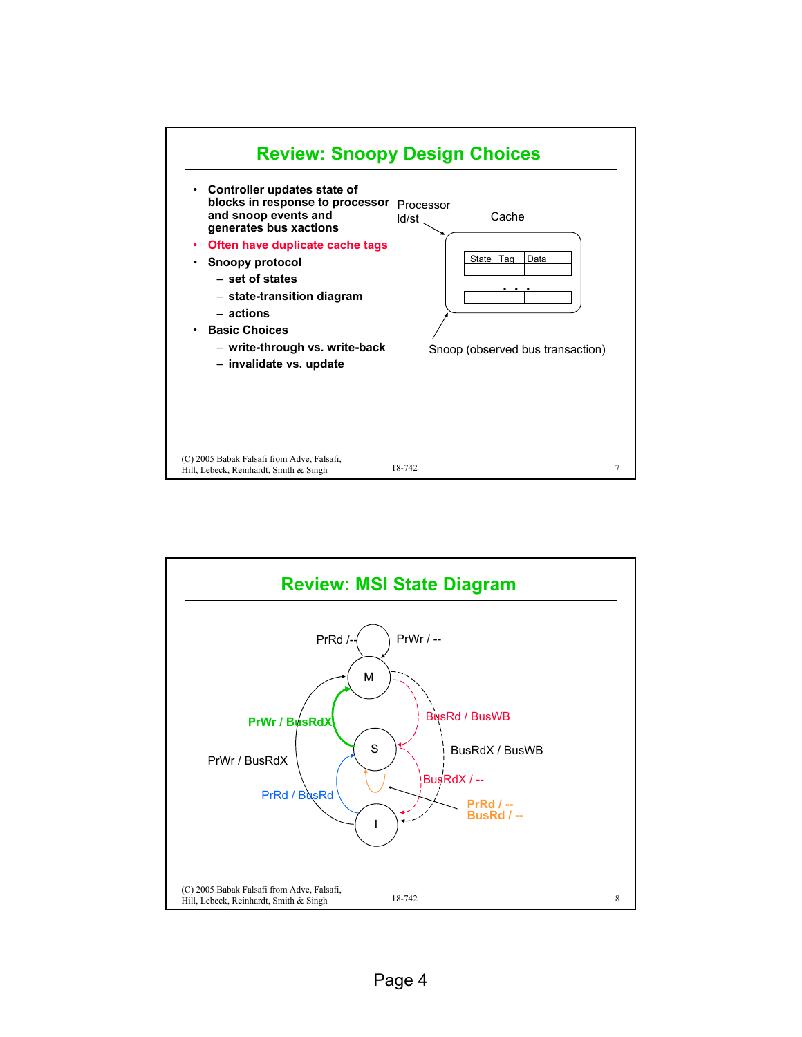## Review: Snoopy Design Choices

- Controller updates state of blocks in response to processor and snoop events and generates bus xactions
- Often have duplicate cache tags
- Snoopy protocol
  - set of states
  - state-transition diagram
  - actions
- Basic Choices
  - write-through vs. write-back
  - invalidate vs. update

Processor ld/st

Cache

| State | Tag | Data |
|---|---|---|
| | | |
| . . . | | |
| | | |

Snoop (observed bus transaction)

(C) 2005 Babak Falsafi from Adve, Falsafi, Hill, Lebeck, Reinhardt, Smith & Singh

## Review: MSI State Diagram

M: PrRd /-- ; PrWr / --

S → M: PrWr / BusRdX

I → M: PrWr / BusRdX

I → S: PrRd / BusRd

M → S: BusRd / BusWB

M → I: BusRdX / BusWB

S → I: BusRdX / --

S: PrRd / -- ; BusRd / --

(C) 2005 Babak Falsafi from Adve, Falsafi, Hill, Lebeck, Reinhardt, Smith & Singh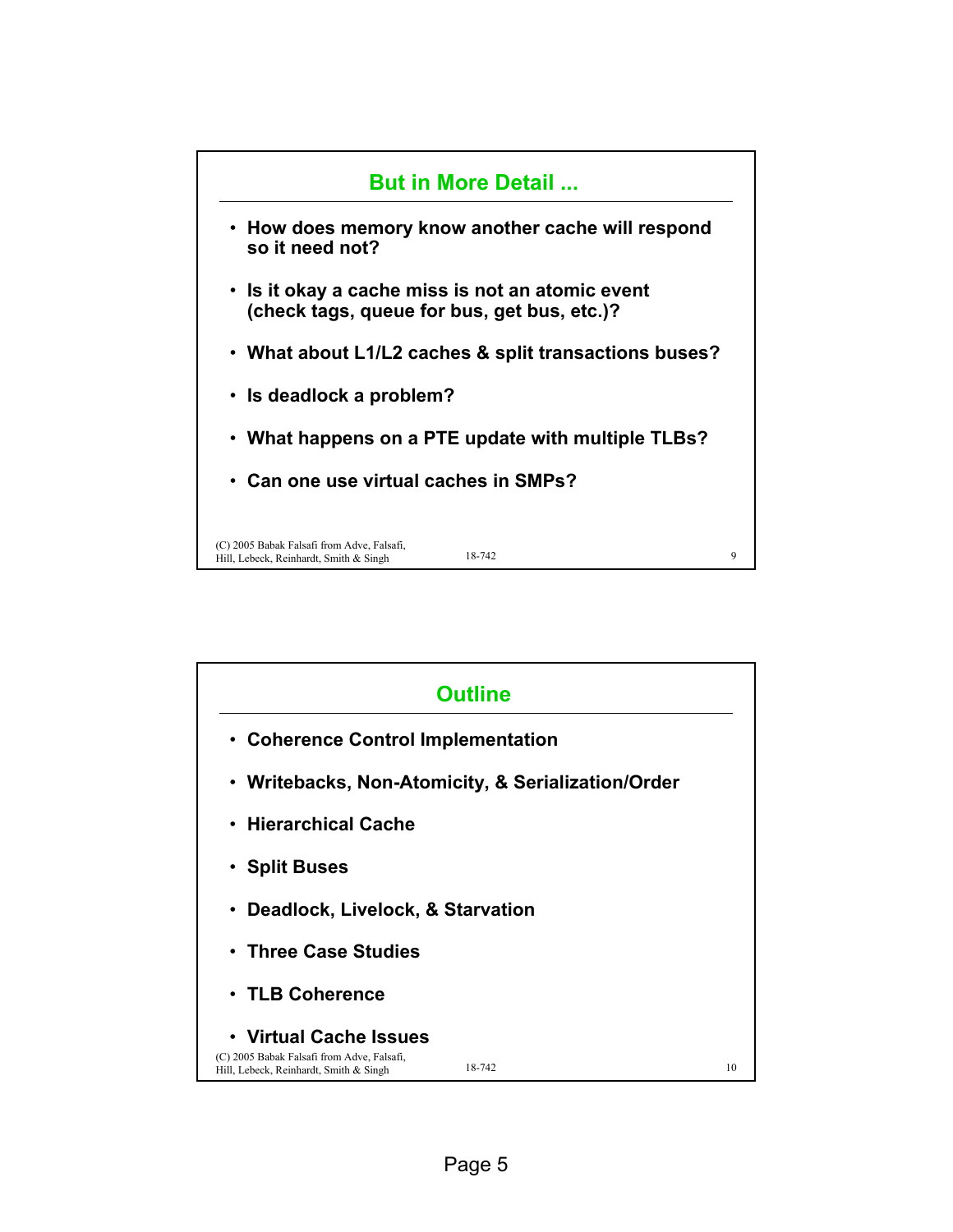## But in More Detail ...

- How does memory know another cache will respond so it need not?
- Is it okay a cache miss is not an atomic event (check tags, queue for bus, get bus, etc.)?
- What about L1/L2 caches & split transactions buses?
- Is deadlock a problem?
- What happens on a PTE update with multiple TLBs?
- Can one use virtual caches in SMPs?

## Outline

- Coherence Control Implementation
- Writebacks, Non-Atomicity, & Serialization/Order
- Hierarchical Cache
- Split Buses
- Deadlock, Livelock, & Starvation
- Three Case Studies
- TLB Coherence
- Virtual Cache Issues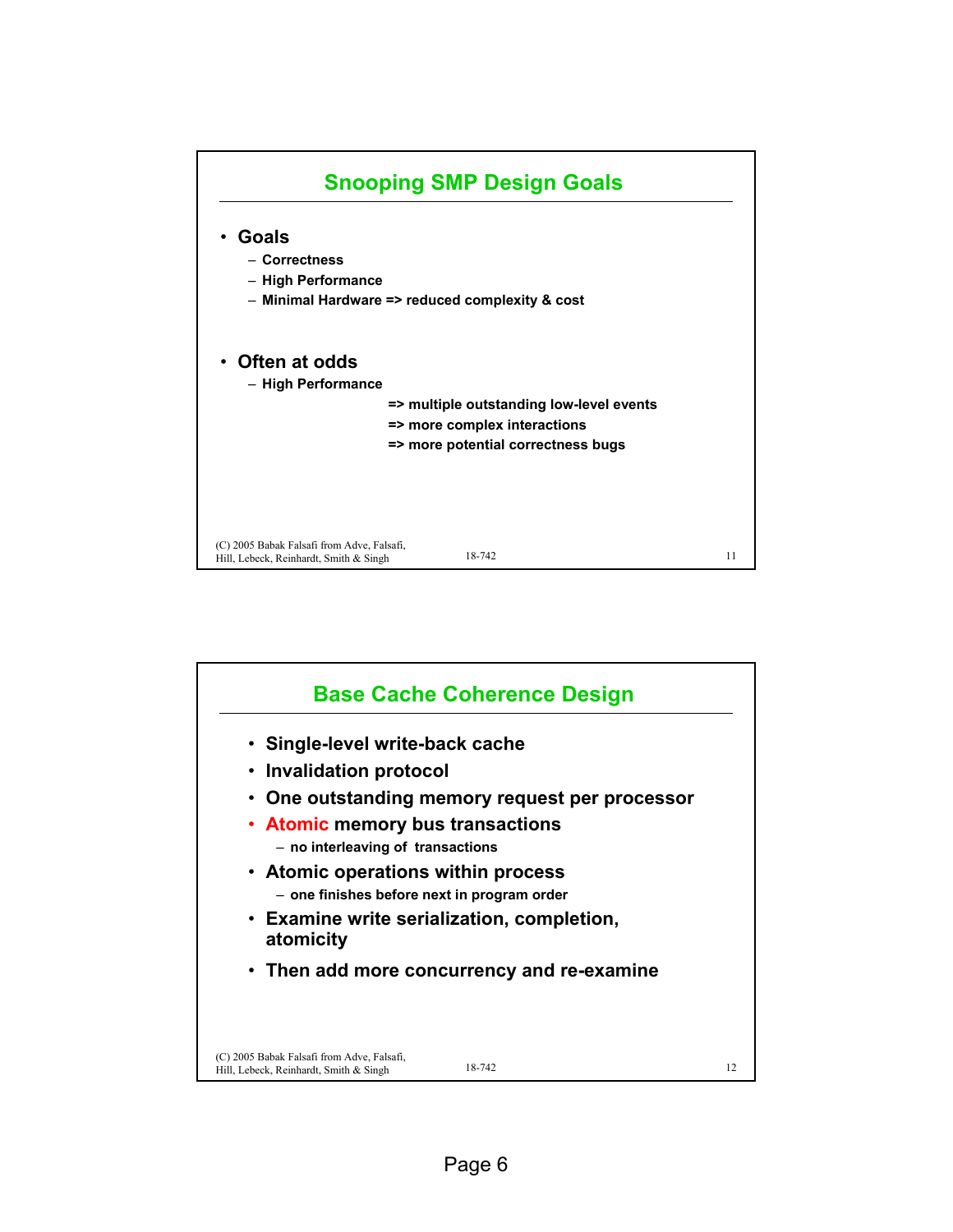## Snooping SMP Design Goals

- **Goals**
  - Correctness
  - High Performance
  - Minimal Hardware => reduced complexity & cost
- **Often at odds**
  - High Performance
    - => multiple outstanding low-level events
    - => more complex interactions
    - => more potential correctness bugs

## Base Cache Coherence Design

- Single-level write-back cache
- Invalidation protocol
- One outstanding memory request per processor
- Atomic memory bus transactions
  - no interleaving of transactions
- Atomic operations within process
  - one finishes before next in program order
- Examine write serialization, completion, atomicity
- Then add more concurrency and re-examine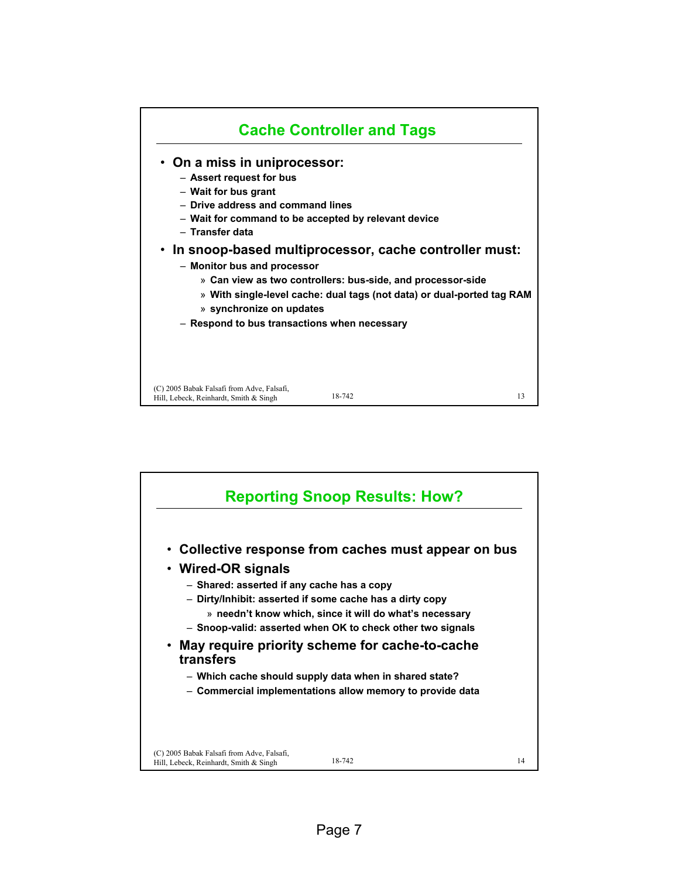## Cache Controller and Tags

- **On a miss in uniprocessor:**
  - Assert request for bus
  - Wait for bus grant
  - Drive address and command lines
  - Wait for command to be accepted by relevant device
  - Transfer data
- **In snoop-based multiprocessor, cache controller must:**
  - Monitor bus and processor
    - Can view as two controllers: bus-side, and processor-side
    - With single-level cache: dual tags (not data) or dual-ported tag RAM
    - synchronize on updates
  - Respond to bus transactions when necessary

## Reporting Snoop Results: How?

- **Collective response from caches must appear on bus**
- **Wired-OR signals**
  - Shared: asserted if any cache has a copy
  - Dirty/Inhibit: asserted if some cache has a dirty copy
    - needn't know which, since it will do what's necessary
  - Snoop-valid: asserted when OK to check other two signals
- **May require priority scheme for cache-to-cache transfers**
  - Which cache should supply data when in shared state?
  - Commercial implementations allow memory to provide data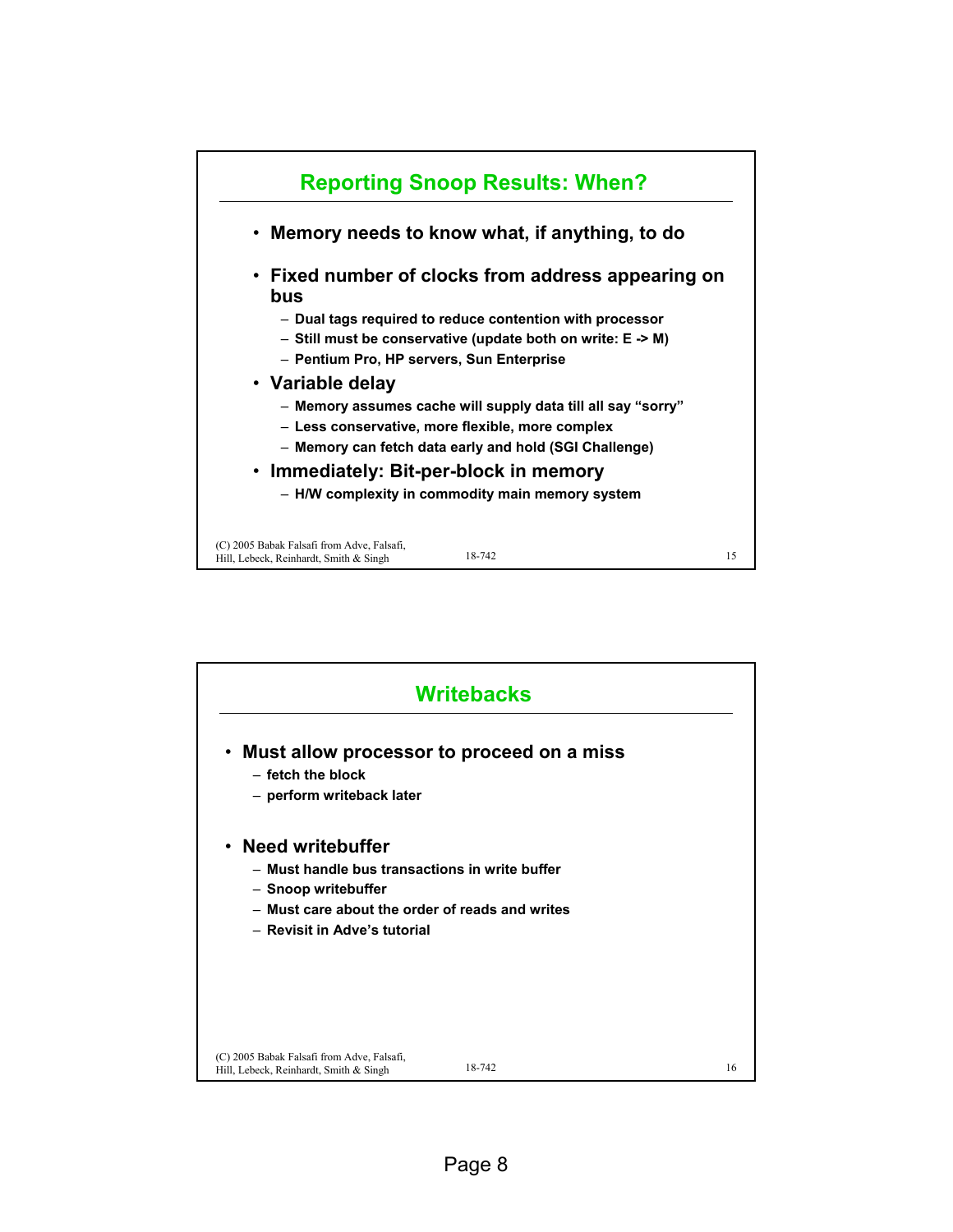## Reporting Snoop Results: When?

- Memory needs to know what, if anything, to do
- Fixed number of clocks from address appearing on bus
  - Dual tags required to reduce contention with processor
  - Still must be conservative (update both on write: E -> M)
  - Pentium Pro, HP servers, Sun Enterprise
- Variable delay
  - Memory assumes cache will supply data till all say "sorry"
  - Less conservative, more flexible, more complex
  - Memory can fetch data early and hold (SGI Challenge)
- Immediately: Bit-per-block in memory
  - H/W complexity in commodity main memory system

## Writebacks

- Must allow processor to proceed on a miss
  - fetch the block
  - perform writeback later
- Need writebuffer
  - Must handle bus transactions in write buffer
  - Snoop writebuffer
  - Must care about the order of reads and writes
  - Revisit in Adve's tutorial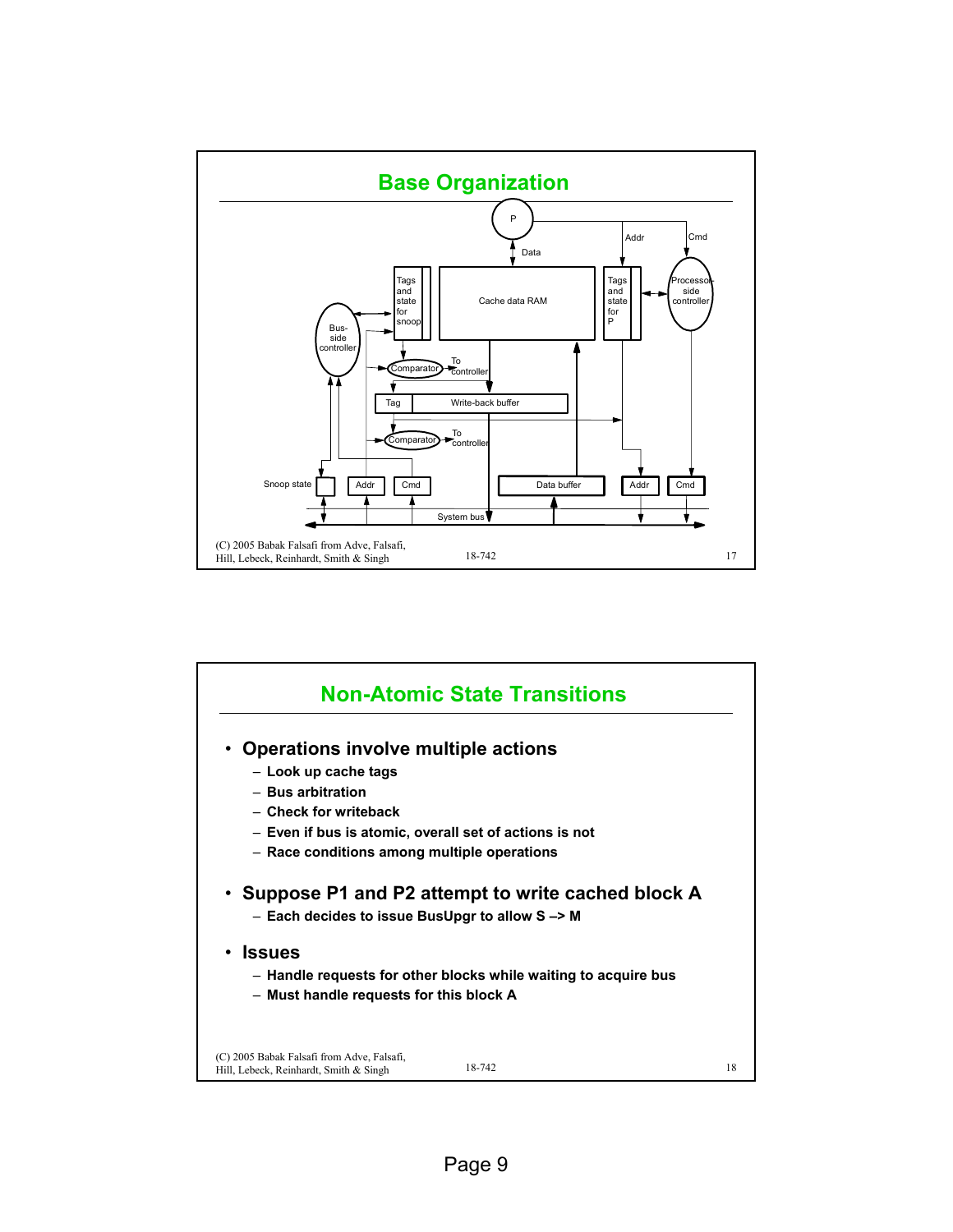## Base Organization

P

Data

Addr

Cmd

Tags and state for snoop

Cache data RAM

Tags and state for P

Processor-side controller

Bus-side controller

Comparator

To controller

Tag

Write-back buffer

Comparator

To controller

Snoop state

Addr

Cmd

Data buffer

Addr

Cmd

System bus

(C) 2005 Babak Falsafi from Adve, Falsafi, Hill, Lebeck, Reinhardt, Smith & Singh

18-742

## Non-Atomic State Transitions

- **Operations involve multiple actions**
  - **Look up cache tags**
  - **Bus arbitration**
  - **Check for writeback**
  - **Even if bus is atomic, overall set of actions is not**
  - **Race conditions among multiple operations**

- **Suppose P1 and P2 attempt to write cached block A**
  - **Each decides to issue BusUpgr to allow S –> M**

- **Issues**
  - **Handle requests for other blocks while waiting to acquire bus**
  - **Must handle requests for this block A**

(C) 2005 Babak Falsafi from Adve, Falsafi, Hill, Lebeck, Reinhardt, Smith & Singh

18-742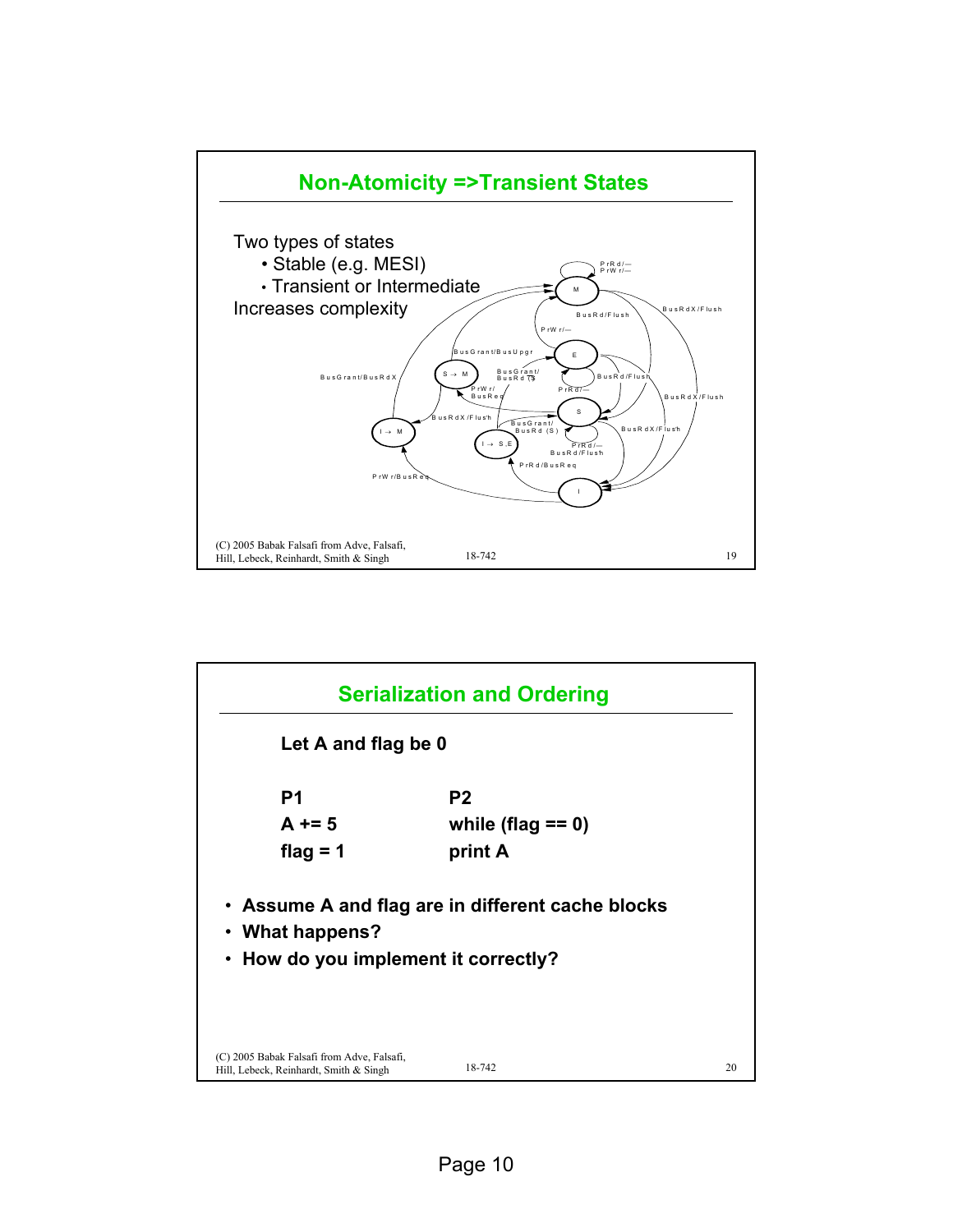## Non-Atomicity =>Transient States

Two types of states

- Stable (e.g. MESI)
- Transient or Intermediate

Increases complexity

## Serialization and Ordering

**Let A and flag be 0**

| **P1** | **P2** |
| --- | --- |
| **A += 5** | **while (flag == 0)** |
| **flag = 1** | **print A** |

- **Assume A and flag are in different cache blocks**
- **What happens?**
- **How do you implement it correctly?**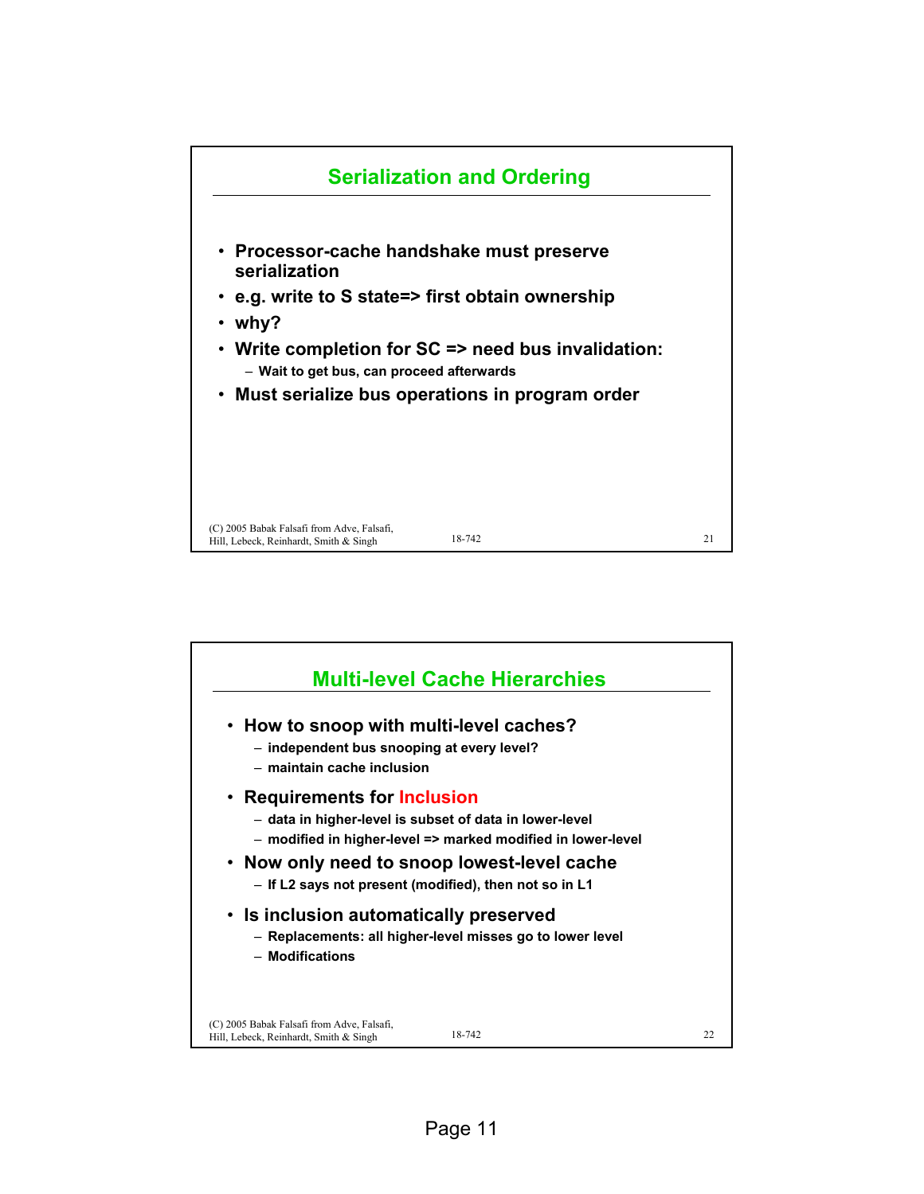## Serialization and Ordering

- Processor-cache handshake must preserve serialization
- e.g. write to S state=> first obtain ownership
- why?
- Write completion for SC => need bus invalidation:
  - Wait to get bus, can proceed afterwards
- Must serialize bus operations in program order

## Multi-level Cache Hierarchies

- How to snoop with multi-level caches?
  - independent bus snooping at every level?
  - maintain cache inclusion
- Requirements for Inclusion
  - data in higher-level is subset of data in lower-level
  - modified in higher-level => marked modified in lower-level
- Now only need to snoop lowest-level cache
  - If L2 says not present (modified), then not so in L1
- Is inclusion automatically preserved
  - Replacements: all higher-level misses go to lower level
  - Modifications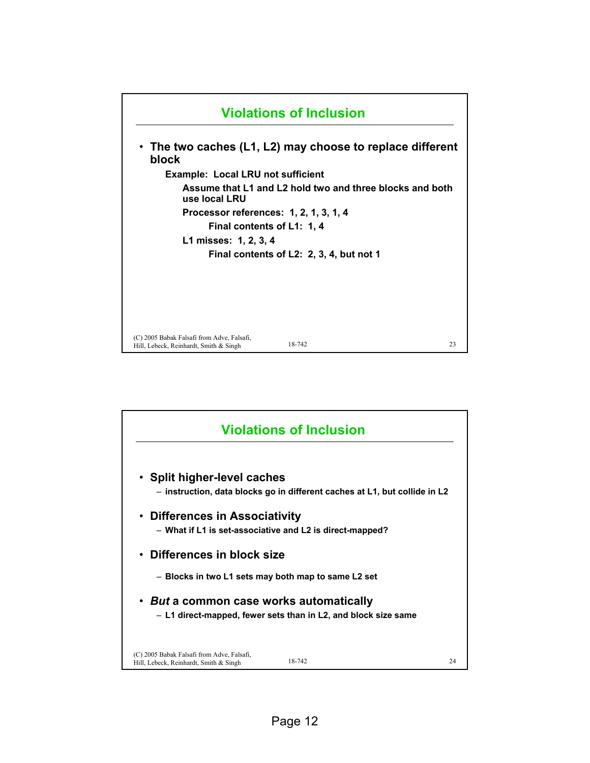## Violations of Inclusion

- **The two caches (L1, L2) may choose to replace different block**
  - **Example: Local LRU not sufficient**
    - **Assume that L1 and L2 hold two and three blocks and both use local LRU**
    - **Processor references: 1, 2, 1, 3, 1, 4**
      - **Final contents of L1: 1, 4**
    - **L1 misses: 1, 2, 3, 4**
      - **Final contents of L2: 2, 3, 4, but not 1**

## Violations of Inclusion

- **Split higher-level caches**
  - instruction, data blocks go in different caches at L1, but collide in L2
- **Differences in Associativity**
  - What if L1 is set-associative and L2 is direct-mapped?
- **Differences in block size**
  - Blocks in two L1 sets may both map to same L2 set
- ***But* a common case works automatically**
  - L1 direct-mapped, fewer sets than in L2, and block size same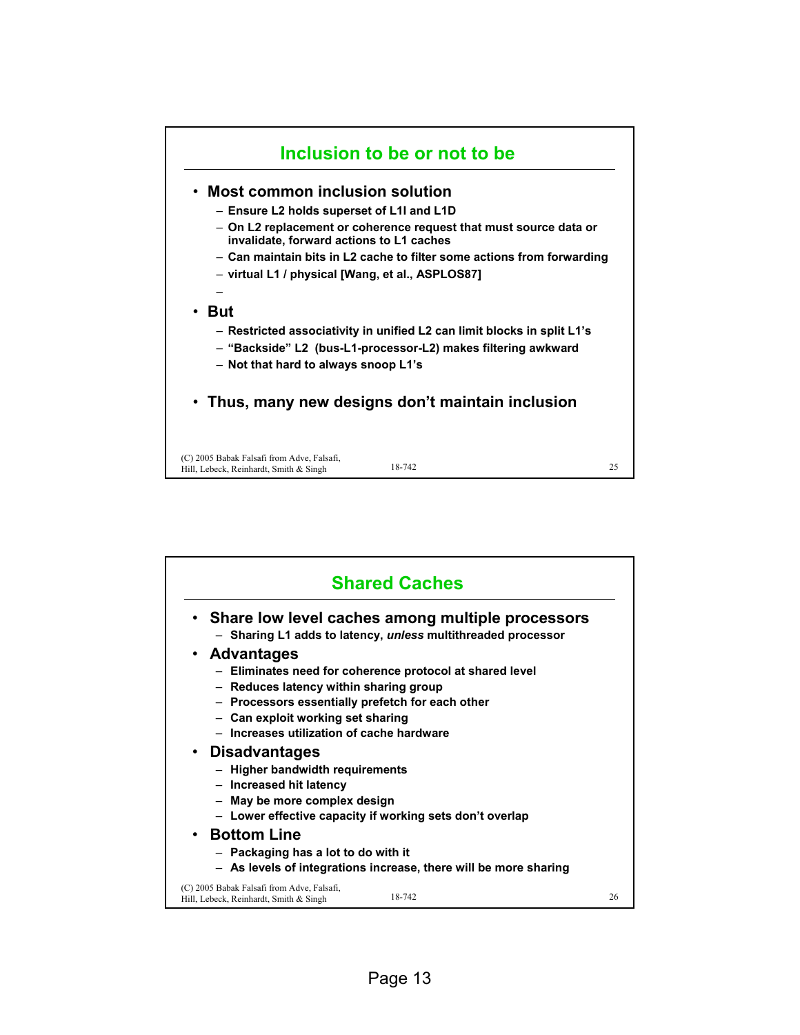## Inclusion to be or not to be

- **Most common inclusion solution**
  - **Ensure L2 holds superset of L1I and L1D**
  - **On L2 replacement or coherence request that must source data or invalidate, forward actions to L1 caches**
  - **Can maintain bits in L2 cache to filter some actions from forwarding**
  - **virtual L1 / physical [Wang, et al., ASPLOS87]**
  -
- **But**
  - **Restricted associativity in unified L2 can limit blocks in split L1's**
  - **"Backside" L2 (bus-L1-processor-L2) makes filtering awkward**
  - **Not that hard to always snoop L1's**
- **Thus, many new designs don't maintain inclusion**

(C) 2005 Babak Falsafi from Adve, Falsafi, Hill, Lebeck, Reinhardt, Smith & Singh — 18-742

## Shared Caches

- **Share low level caches among multiple processors**
  - **Sharing L1 adds to latency, *unless* multithreaded processor**
- **Advantages**
  - **Eliminates need for coherence protocol at shared level**
  - **Reduces latency within sharing group**
  - **Processors essentially prefetch for each other**
  - **Can exploit working set sharing**
  - **Increases utilization of cache hardware**
- **Disadvantages**
  - **Higher bandwidth requirements**
  - **Increased hit latency**
  - **May be more complex design**
  - **Lower effective capacity if working sets don't overlap**
- **Bottom Line**
  - **Packaging has a lot to do with it**
  - **As levels of integrations increase, there will be more sharing**

(C) 2005 Babak Falsafi from Adve, Falsafi, Hill, Lebeck, Reinhardt, Smith & Singh — 18-742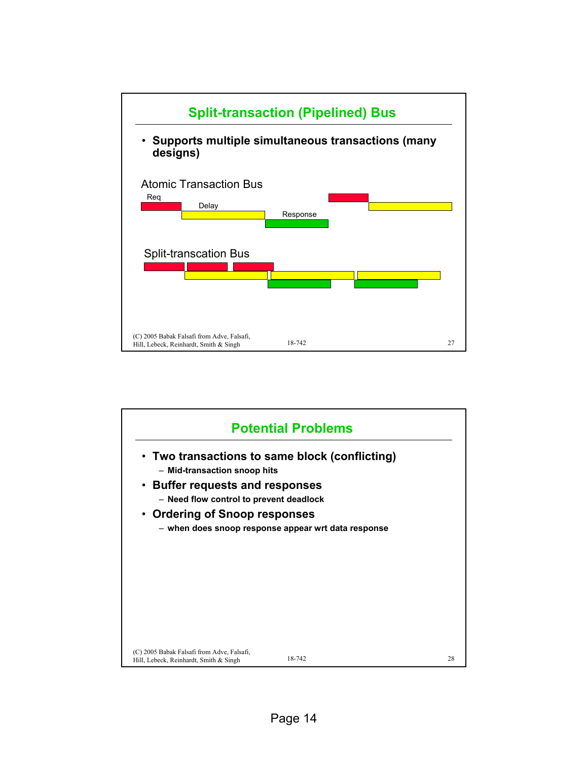## Split-transaction (Pipelined) Bus

- **Supports multiple simultaneous transactions (many designs)**

Atomic Transaction Bus

Req

Delay

Response

Split-transcation Bus

(C) 2005 Babak Falsafi from Adve, Falsafi, Hill, Lebeck, Reinhardt, Smith & Singh

## Potential Problems

- **Two transactions to same block (conflicting)**
  - **Mid-transaction snoop hits**
- **Buffer requests and responses**
  - **Need flow control to prevent deadlock**
- **Ordering of Snoop responses**
  - **when does snoop response appear wrt data response**

(C) 2005 Babak Falsafi from Adve, Falsafi, Hill, Lebeck, Reinhardt, Smith & Singh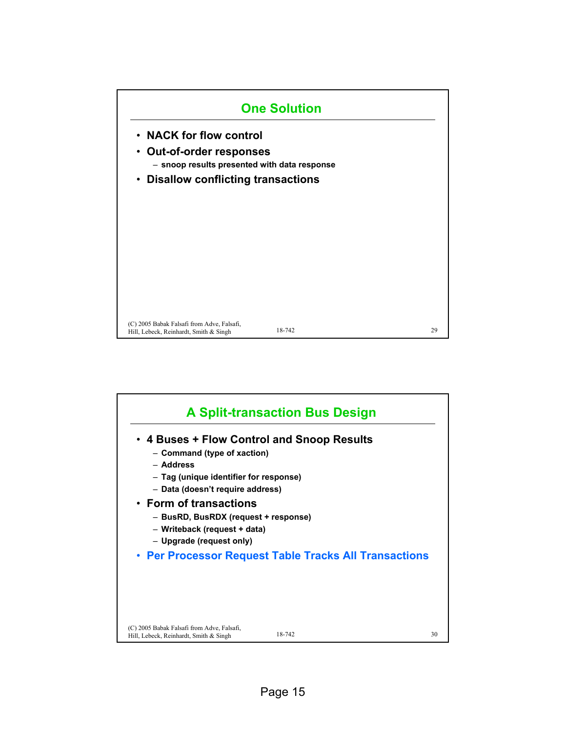## One Solution

- NACK for flow control
- Out-of-order responses
  - snoop results presented with data response
- Disallow conflicting transactions

## A Split-transaction Bus Design

- 4 Buses + Flow Control and Snoop Results
  - Command (type of xaction)
  - Address
  - Tag (unique identifier for response)
  - Data (doesn't require address)
- Form of transactions
  - BusRD, BusRDX (request + response)
  - Writeback (request + data)
  - Upgrade (request only)
- Per Processor Request Table Tracks All Transactions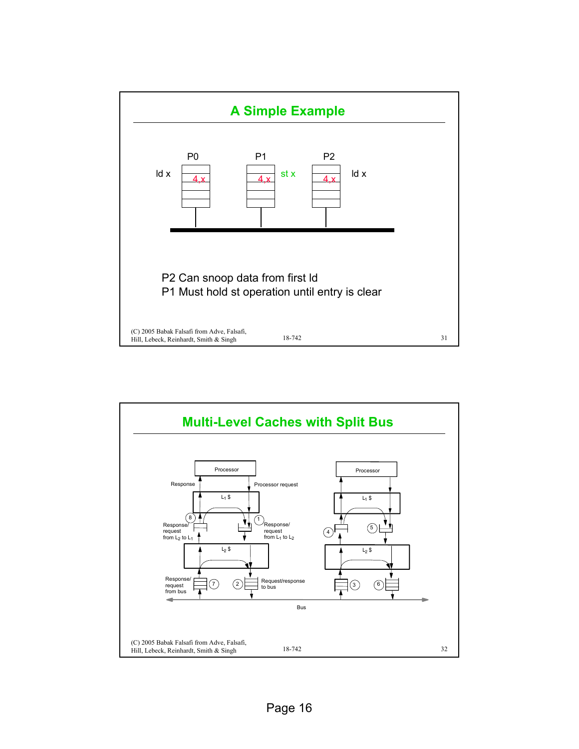## A Simple Example

P0 ld x — 4,x

P1 st x — 4,x

P2 ld x — 4,x

P2 Can snoop data from first ld

P1 Must hold st operation until entry is clear

(C) 2005 Babak Falsafi from Adve, Falsafi, Hill, Lebeck, Reinhardt, Smith & Singh

18-742

## Multi-Level Caches with Split Bus

Processor

Response

Processor request

$L_1$ \$

8 Response/ request from $L_2$ to $L_1$

1 Response/ request from $L_1$ to $L_2$

$L_2$ \$

Response/ request from bus 7

2 Request/response to bus

Processor

$L_1$ \$

4

5

$L_2$ \$

3

6

Bus

(C) 2005 Babak Falsafi from Adve, Falsafi, Hill, Lebeck, Reinhardt, Smith & Singh

18-742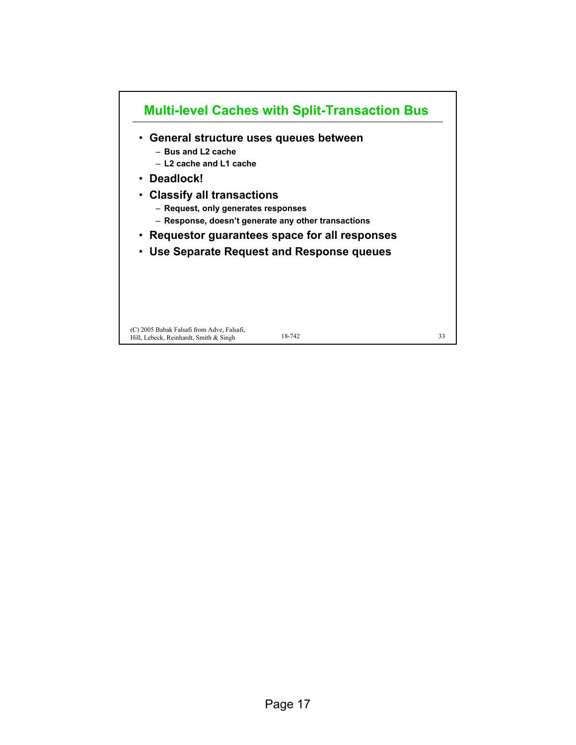## Multi-level Caches with Split-Transaction Bus

- **General structure uses queues between**
  - Bus and L2 cache
  - L2 cache and L1 cache
- **Deadlock!**
- **Classify all transactions**
  - Request, only generates responses
  - Response, doesn't generate any other transactions
- **Requestor guarantees space for all responses**
- **Use Separate Request and Response queues**

(C) 2005 Babak Falsafi from Adve, Falsafi, Hill, Lebeck, Reinhardt, Smith & Singh